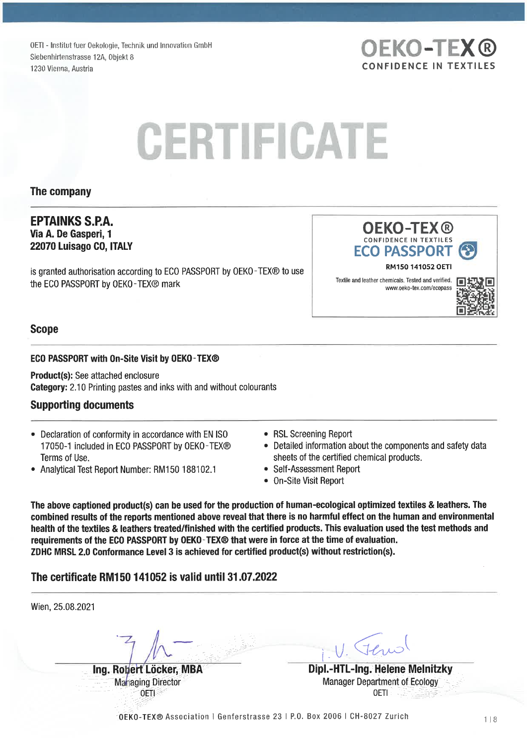OETI - Institut fuer Oekologie, Technik und Innovation GmbH
Siebenhirtenstrasse 12A, Objekt 8
1230 Vienna, Austria

OEKO-TEX®
CONFIDENCE IN TEXTILES

# CERTIFICATE

## The company

**EPTAINKS S.P.A.**
**Via A. De Gasperi, 1**
**22070 Luisago CO, ITALY**

is granted authorisation according to ECO PASSPORT by OEKO-TEX® to use the ECO PASSPORT by OEKO-TEX® mark

OEKO-TEX®
CONFIDENCE IN TEXTILES
ECO PASSPORT
RM150 141052 OETI
Textile and leather chemicals. Tested and verified.
www.oeko-tex.com/ecopass

## Scope

**ECO PASSPORT with On-Site Visit by OEKO-TEX®**

**Product(s):** See attached enclosure
**Category:** 2.10 Printing pastes and inks with and without colourants

## Supporting documents

- Declaration of conformity in accordance with EN ISO 17050-1 included in ECO PASSPORT by OEKO-TEX® Terms of Use.
- Analytical Test Report Number: RM150 188102.1
- RSL Screening Report
- Detailed information about the components and safety data sheets of the certified chemical products.
- Self-Assessment Report
- On-Site Visit Report

**The above captioned product(s) can be used for the production of human-ecological optimized textiles & leathers. The combined results of the reports mentioned above reveal that there is no harmful effect on the human and environmental health of the textiles & leathers treated/finished with the certified products. This evaluation used the test methods and requirements of the ECO PASSPORT by OEKO-TEX® that were in force at the time of evaluation.**
**ZDHC MRSL 2.0 Conformance Level 3 is achieved for certified product(s) without restriction(s).**

## The certificate RM150 141052 is valid until 31.07.2022

Wien, 25.08.2021

**Ing. Robert Löcker, MBA**
Managing Director
OETI

i. V.
**Dipl.-HTL-Ing. Helene Melnitzky**
Manager Department of Ecology
OETI

OEKO-TEX® Association | Genferstrasse 23 | P.O. Box 2006 | CH-8027 Zurich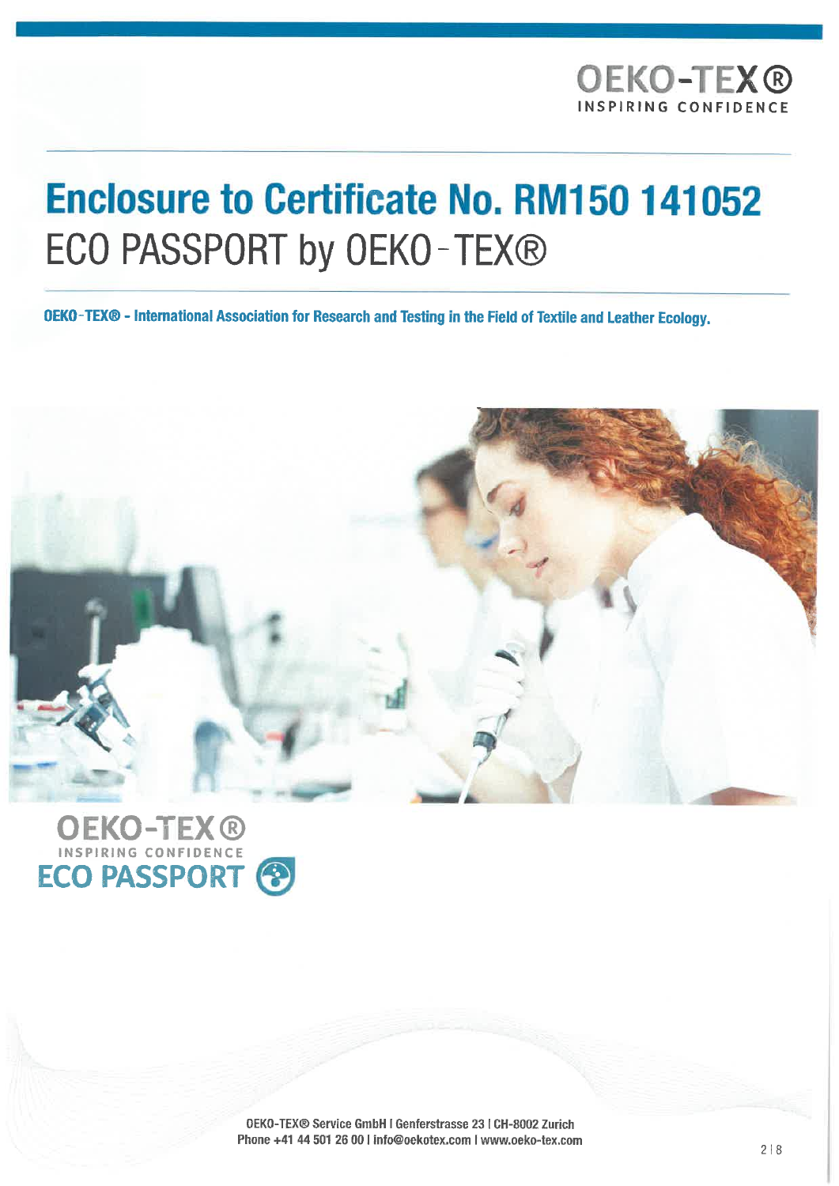OEKO-TEX®
INSPIRING CONFIDENCE

# Enclosure to Certificate No. RM150 141052

## ECO PASSPORT by OEKO-TEX®

**OEKO-TEX® - International Association for Research and Testing in the Field of Textile and Leather Ecology.**

OEKO-TEX®
INSPIRING CONFIDENCE
ECO PASSPORT

OEKO-TEX® Service GmbH I Genferstrasse 23 I CH-8002 Zurich
Phone +41 44 501 26 00 I info@oekotex.com I www.oeko-tex.com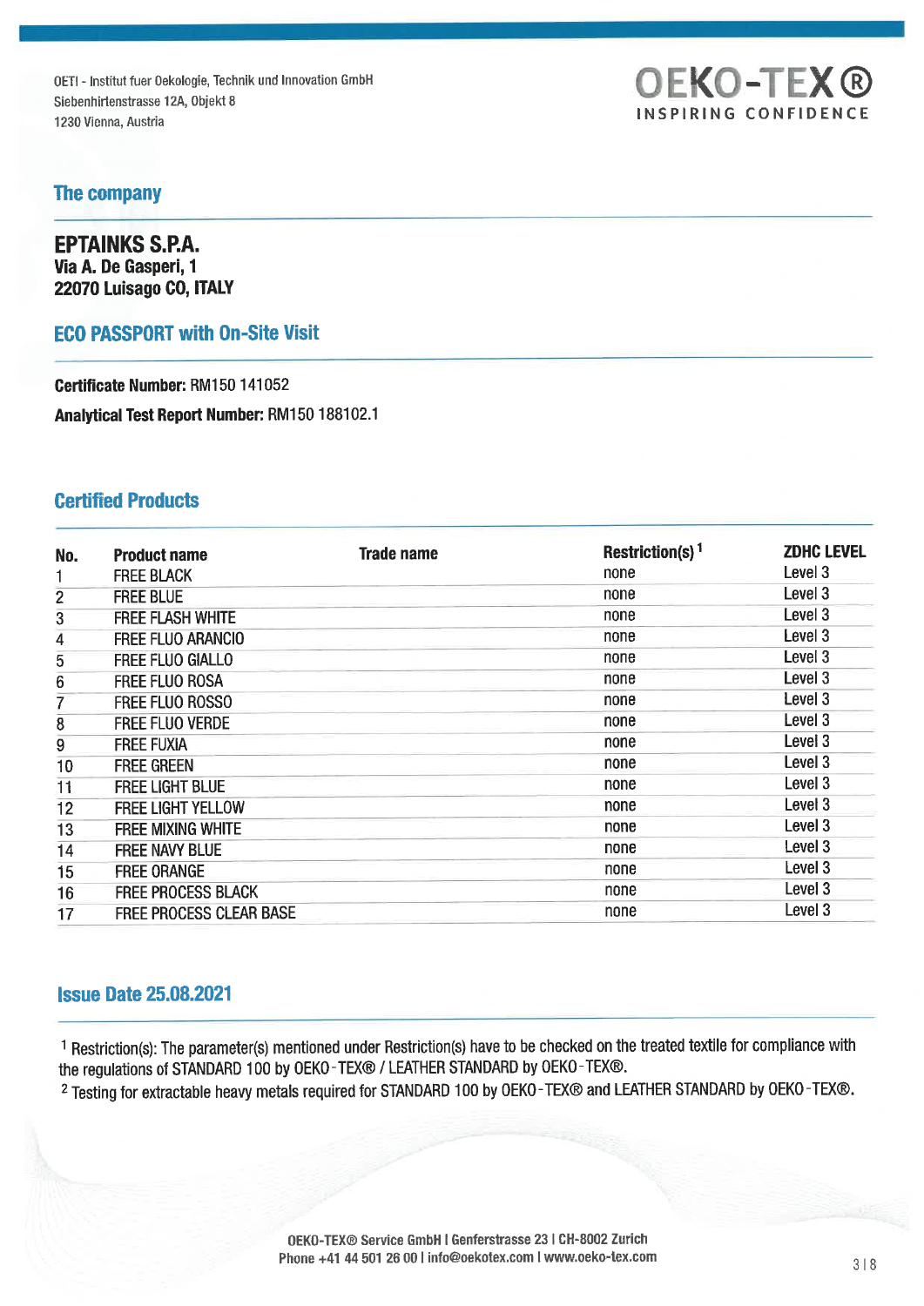OETI - Institut fuer Oekologie, Technik und Innovation GmbH
Siebenhirtenstrasse 12A, Objekt 8
1230 Vienna, Austria

**OEKO-TEX®**
INSPIRING CONFIDENCE

## The company

**EPTAINKS S.P.A.**
**Via A. De Gasperi, 1**
**22070 Luisago CO, ITALY**

## ECO PASSPORT with On-Site Visit

**Certificate Number:** RM150 141052

**Analytical Test Report Number:** RM150 188102.1

## Certified Products

| No. | Product name | Trade name | Restriction(s) [1] | ZDHC LEVEL |
|---|---|---|---|---|
| 1 | FREE BLACK | | none | Level 3 |
| 2 | FREE BLUE | | none | Level 3 |
| 3 | FREE FLASH WHITE | | none | Level 3 |
| 4 | FREE FLUO ARANCIO | | none | Level 3 |
| 5 | FREE FLUO GIALLO | | none | Level 3 |
| 6 | FREE FLUO ROSA | | none | Level 3 |
| 7 | FREE FLUO ROSSO | | none | Level 3 |
| 8 | FREE FLUO VERDE | | none | Level 3 |
| 9 | FREE FUXIA | | none | Level 3 |
| 10 | FREE GREEN | | none | Level 3 |
| 11 | FREE LIGHT BLUE | | none | Level 3 |
| 12 | FREE LIGHT YELLOW | | none | Level 3 |
| 13 | FREE MIXING WHITE | | none | Level 3 |
| 14 | FREE NAVY BLUE | | none | Level 3 |
| 15 | FREE ORANGE | | none | Level 3 |
| 16 | FREE PROCESS BLACK | | none | Level 3 |
| 17 | FREE PROCESS CLEAR BASE | | none | Level 3 |

## Issue Date 25.08.2021

[1] Restriction(s): The parameter(s) mentioned under Restriction(s) have to be checked on the treated textile for compliance with the regulations of STANDARD 100 by OEKO-TEX® / LEATHER STANDARD by OEKO-TEX®.

[2] Testing for extractable heavy metals required for STANDARD 100 by OEKO-TEX® and LEATHER STANDARD by OEKO-TEX®.

OEKO-TEX® Service GmbH | Genferstrasse 23 | CH-8002 Zurich
Phone +41 44 501 26 00 | info@oekotex.com | www.oeko-tex.com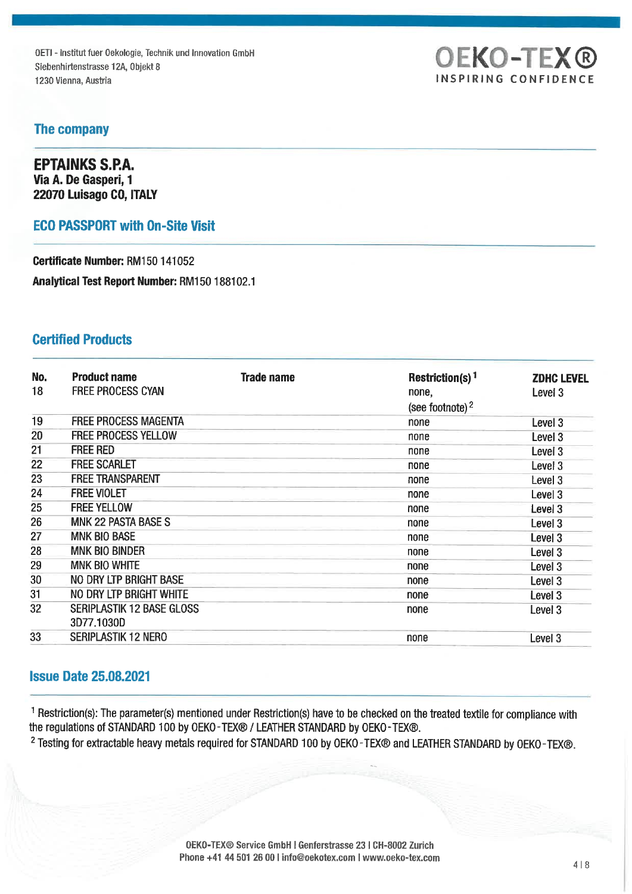OETI - Institut fuer Oekologie, Technik und Innovation GmbH
Siebenhirtenstrasse 12A, Objekt 8
1230 Vienna, Austria

OEKO-TEX®
INSPIRING CONFIDENCE

## The company

**EPTAINKS S.P.A.**
**Via A. De Gasperi, 1**
**22070 Luisago CO, ITALY**

## ECO PASSPORT with On-Site Visit

**Certificate Number:** RM150 141052

**Analytical Test Report Number:** RM150 188102.1

## Certified Products

| No. | Product name | Trade name | Restriction(s) [1] | ZDHC LEVEL |
|---|---|---|---|---|
| 18 | FREE PROCESS CYAN | | none, (see footnote) [2] | Level 3 |
| 19 | FREE PROCESS MAGENTA | | none | Level 3 |
| 20 | FREE PROCESS YELLOW | | none | Level 3 |
| 21 | FREE RED | | none | Level 3 |
| 22 | FREE SCARLET | | none | Level 3 |
| 23 | FREE TRANSPARENT | | none | Level 3 |
| 24 | FREE VIOLET | | none | Level 3 |
| 25 | FREE YELLOW | | none | Level 3 |
| 26 | MNK 22 PASTA BASE S | | none | Level 3 |
| 27 | MNK BIO BASE | | none | Level 3 |
| 28 | MNK BIO BINDER | | none | Level 3 |
| 29 | MNK BIO WHITE | | none | Level 3 |
| 30 | NO DRY LTP BRIGHT BASE | | none | Level 3 |
| 31 | NO DRY LTP BRIGHT WHITE | | none | Level 3 |
| 32 | SERIPLASTIK 12 BASE GLOSS 3D77.1030D | | none | Level 3 |
| 33 | SERIPLASTIK 12 NERO | | none | Level 3 |

## Issue Date 25.08.2021

[1] Restriction(s): The parameter(s) mentioned under Restriction(s) have to be checked on the treated textile for compliance with the regulations of STANDARD 100 by OEKO-TEX® / LEATHER STANDARD by OEKO-TEX®.

[2] Testing for extractable heavy metals required for STANDARD 100 by OEKO-TEX® and LEATHER STANDARD by OEKO-TEX®.

OEKO-TEX® Service GmbH | Genferstrasse 23 | CH-8002 Zurich
Phone +41 44 501 26 00 | info@oekotex.com | www.oeko-tex.com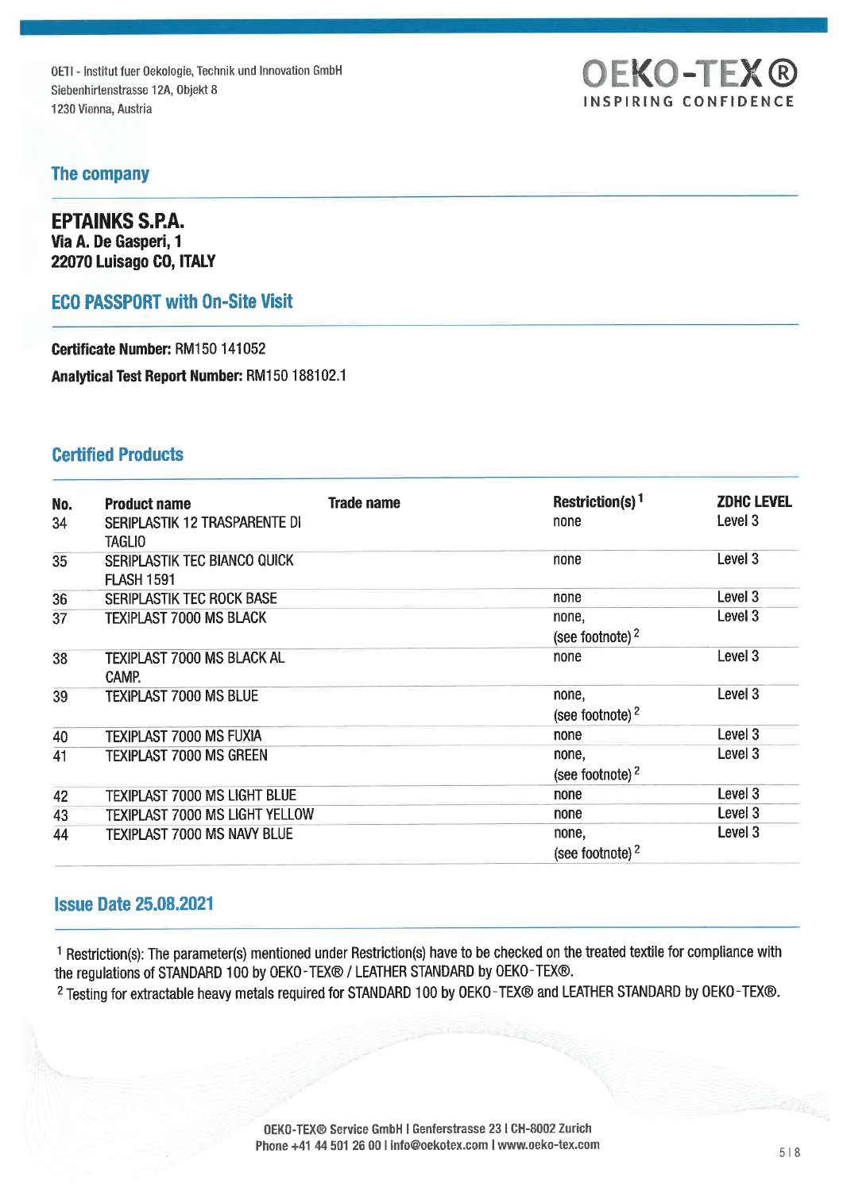OETI - Institut fuer Oekologie, Technik und Innovation GmbH
Siebenhirtenstrasse 12A, Objekt 8
1230 Vienna, Austria

OEKO-TEX®
INSPIRING CONFIDENCE

## The company

**EPTAINKS S.P.A.**
**Via A. De Gasperi, 1**
**22070 Luisago CO, ITALY**

## ECO PASSPORT with On-Site Visit

**Certificate Number:** RM150 141052

**Analytical Test Report Number:** RM150 188102.1

## Certified Products

| No. | Product name | Trade name | Restriction(s) [1] | ZDHC LEVEL |
|---|---|---|---|---|
| 34 | SERIPLASTIK 12 TRASPARENTE DI TAGLIO | | none | Level 3 |
| 35 | SERIPLASTIK TEC BIANCO QUICK FLASH 1591 | | none | Level 3 |
| 36 | SERIPLASTIK TEC ROCK BASE | | none | Level 3 |
| 37 | TEXIPLAST 7000 MS BLACK | | none, (see footnote) [2] | Level 3 |
| 38 | TEXIPLAST 7000 MS BLACK AL CAMP. | | none | Level 3 |
| 39 | TEXIPLAST 7000 MS BLUE | | none, (see footnote) [2] | Level 3 |
| 40 | TEXIPLAST 7000 MS FUXIA | | none | Level 3 |
| 41 | TEXIPLAST 7000 MS GREEN | | none, (see footnote) [2] | Level 3 |
| 42 | TEXIPLAST 7000 MS LIGHT BLUE | | none | Level 3 |
| 43 | TEXIPLAST 7000 MS LIGHT YELLOW | | none | Level 3 |
| 44 | TEXIPLAST 7000 MS NAVY BLUE | | none, (see footnote) [2] | Level 3 |

## Issue Date 25.08.2021

[1] Restriction(s): The parameter(s) mentioned under Restriction(s) have to be checked on the treated textile for compliance with the regulations of STANDARD 100 by OEKO-TEX® / LEATHER STANDARD by OEKO-TEX®.
[2] Testing for extractable heavy metals required for STANDARD 100 by OEKO-TEX® and LEATHER STANDARD by OEKO-TEX®.

OEKO-TEX® Service GmbH | Genferstrasse 23 | CH-8002 Zurich
Phone +41 44 501 26 00 | info@oekotex.com | www.oeko-tex.com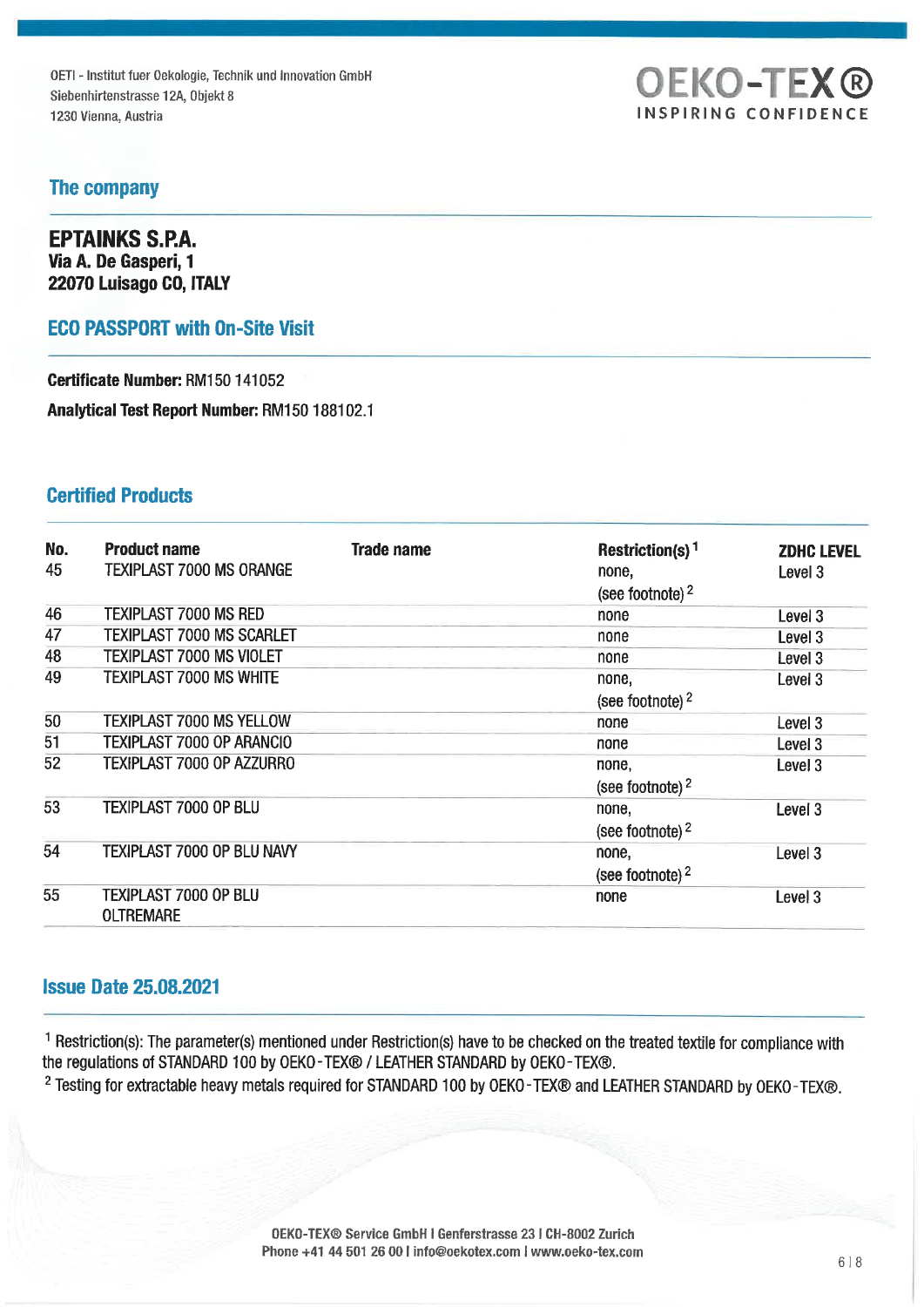OETI - Institut fuer Oekologie, Technik und Innovation GmbH
Siebenhirtenstrasse 12A, Objekt 8
1230 Vienna, Austria

OEKO-TEX®
INSPIRING CONFIDENCE

## The company

**EPTAINKS S.P.A.**
**Via A. De Gasperi, 1**
**22070 Luisago CO, ITALY**

## ECO PASSPORT with On-Site Visit

**Certificate Number:** RM150 141052

**Analytical Test Report Number:** RM150 188102.1

## Certified Products

| No. | Product name | Trade name | Restriction(s) [1] | ZDHC LEVEL |
|---|---|---|---|---|
| 45 | TEXIPLAST 7000 MS ORANGE | | none, (see footnote) [2] | Level 3 |
| 46 | TEXIPLAST 7000 MS RED | | none | Level 3 |
| 47 | TEXIPLAST 7000 MS SCARLET | | none | Level 3 |
| 48 | TEXIPLAST 7000 MS VIOLET | | none | Level 3 |
| 49 | TEXIPLAST 7000 MS WHITE | | none, (see footnote) [2] | Level 3 |
| 50 | TEXIPLAST 7000 MS YELLOW | | none | Level 3 |
| 51 | TEXIPLAST 7000 OP ARANCIO | | none | Level 3 |
| 52 | TEXIPLAST 7000 OP AZZURRO | | none, (see footnote) [2] | Level 3 |
| 53 | TEXIPLAST 7000 OP BLU | | none, (see footnote) [2] | Level 3 |
| 54 | TEXIPLAST 7000 OP BLU NAVY | | none, (see footnote) [2] | Level 3 |
| 55 | TEXIPLAST 7000 OP BLU OLTREMARE | | none | Level 3 |

## Issue Date 25.08.2021

[1] Restriction(s): The parameter(s) mentioned under Restriction(s) have to be checked on the treated textile for compliance with the regulations of STANDARD 100 by OEKO-TEX® / LEATHER STANDARD by OEKO-TEX®.

[2] Testing for extractable heavy metals required for STANDARD 100 by OEKO-TEX® and LEATHER STANDARD by OEKO-TEX®.

OEKO-TEX® Service GmbH | Genferstrasse 23 | CH-8002 Zurich
Phone +41 44 501 26 00 | info@oekotex.com | www.oeko-tex.com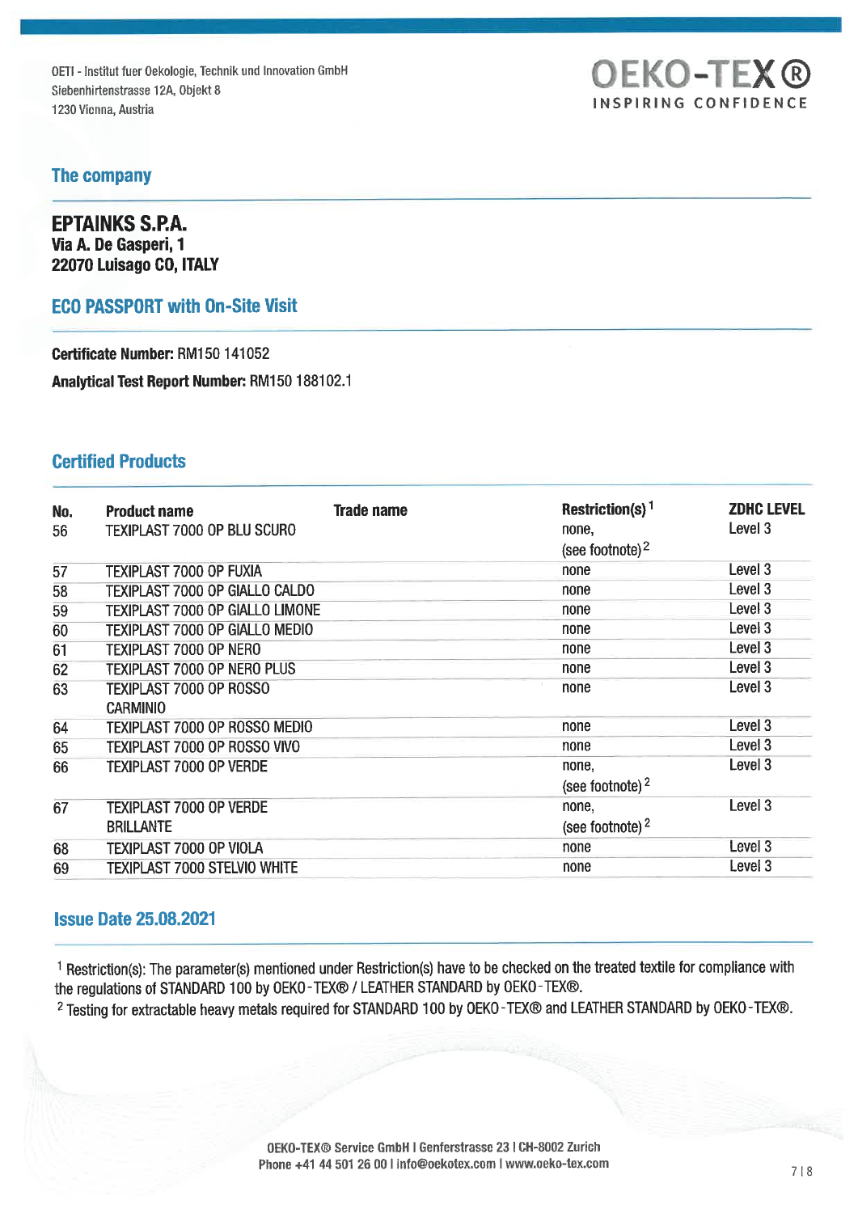OETI - Institut fuer Oekologie, Technik und Innovation GmbH
Siebenhirtenstrasse 12A, Objekt 8
1230 Vienna, Austria

OEKO-TEX®
INSPIRING CONFIDENCE

## The company

**EPTAINKS S.P.A.**
**Via A. De Gasperi, 1**
**22070 Luisago CO, ITALY**

## ECO PASSPORT with On-Site Visit

**Certificate Number:** RM150 141052

**Analytical Test Report Number:** RM150 188102.1

## Certified Products

| No. | Product name | Trade name | Restriction(s)[1] | ZDHC LEVEL |
|---|---|---|---|---|
| 56 | TEXIPLAST 7000 OP BLU SCURO | | none, (see footnote)[2] | Level 3 |
| 57 | TEXIPLAST 7000 OP FUXIA | | none | Level 3 |
| 58 | TEXIPLAST 7000 OP GIALLO CALDO | | none | Level 3 |
| 59 | TEXIPLAST 7000 OP GIALLO LIMONE | | none | Level 3 |
| 60 | TEXIPLAST 7000 OP GIALLO MEDIO | | none | Level 3 |
| 61 | TEXIPLAST 7000 OP NERO | | none | Level 3 |
| 62 | TEXIPLAST 7000 OP NERO PLUS | | none | Level 3 |
| 63 | TEXIPLAST 7000 OP ROSSO CARMINIO | | none | Level 3 |
| 64 | TEXIPLAST 7000 OP ROSSO MEDIO | | none | Level 3 |
| 65 | TEXIPLAST 7000 OP ROSSO VIVO | | none | Level 3 |
| 66 | TEXIPLAST 7000 OP VERDE | | none, (see footnote)[2] | Level 3 |
| 67 | TEXIPLAST 7000 OP VERDE BRILLANTE | | none, (see footnote)[2] | Level 3 |
| 68 | TEXIPLAST 7000 OP VIOLA | | none | Level 3 |
| 69 | TEXIPLAST 7000 STELVIO WHITE | | none | Level 3 |

## Issue Date 25.08.2021

[1] Restriction(s): The parameter(s) mentioned under Restriction(s) have to be checked on the treated textile for compliance with the regulations of STANDARD 100 by OEKO-TEX® / LEATHER STANDARD by OEKO-TEX®.

[2] Testing for extractable heavy metals required for STANDARD 100 by OEKO-TEX® and LEATHER STANDARD by OEKO-TEX®.

OEKO-TEX® Service GmbH I Genferstrasse 23 I CH-8002 Zurich
Phone +41 44 501 26 00 I info@oekotex.com I www.oeko-tex.com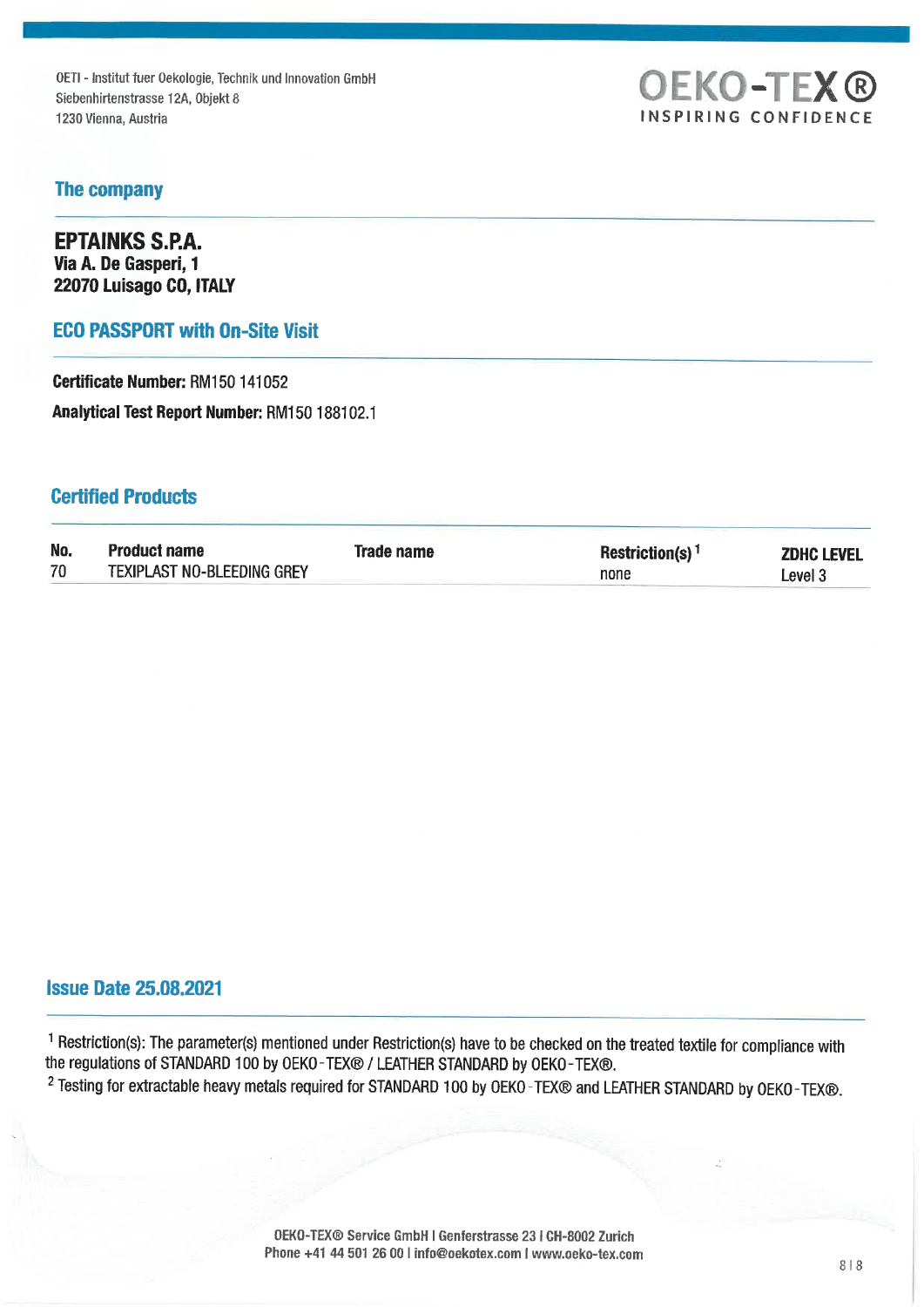OETI - Institut fuer Oekologie, Technik und Innovation GmbH
Siebenhirtenstrasse 12A, Objekt 8
1230 Vienna, Austria

OEKO-TEX®
INSPIRING CONFIDENCE

## The company

**EPTAINKS S.P.A.**
**Via A. De Gasperi, 1**
**22070 Luisago CO, ITALY**

## ECO PASSPORT with On-Site Visit

**Certificate Number:** RM150 141052

**Analytical Test Report Number:** RM150 188102.1

## Certified Products

| No. | Product name | Trade name | Restriction(s) [1] | ZDHC LEVEL |
|---|---|---|---|---|
| 70 | TEXIPLAST NO-BLEEDING GREY | | none | Level 3 |

## Issue Date 25.08.2021

[1] Restriction(s): The parameter(s) mentioned under Restriction(s) have to be checked on the treated textile for compliance with the regulations of STANDARD 100 by OEKO-TEX® / LEATHER STANDARD by OEKO-TEX®.

[2] Testing for extractable heavy metals required for STANDARD 100 by OEKO-TEX® and LEATHER STANDARD by OEKO-TEX®.

OEKO-TEX® Service GmbH | Genferstrasse 23 | CH-8002 Zurich
Phone +41 44 501 26 00 | info@oekotex.com | www.oeko-tex.com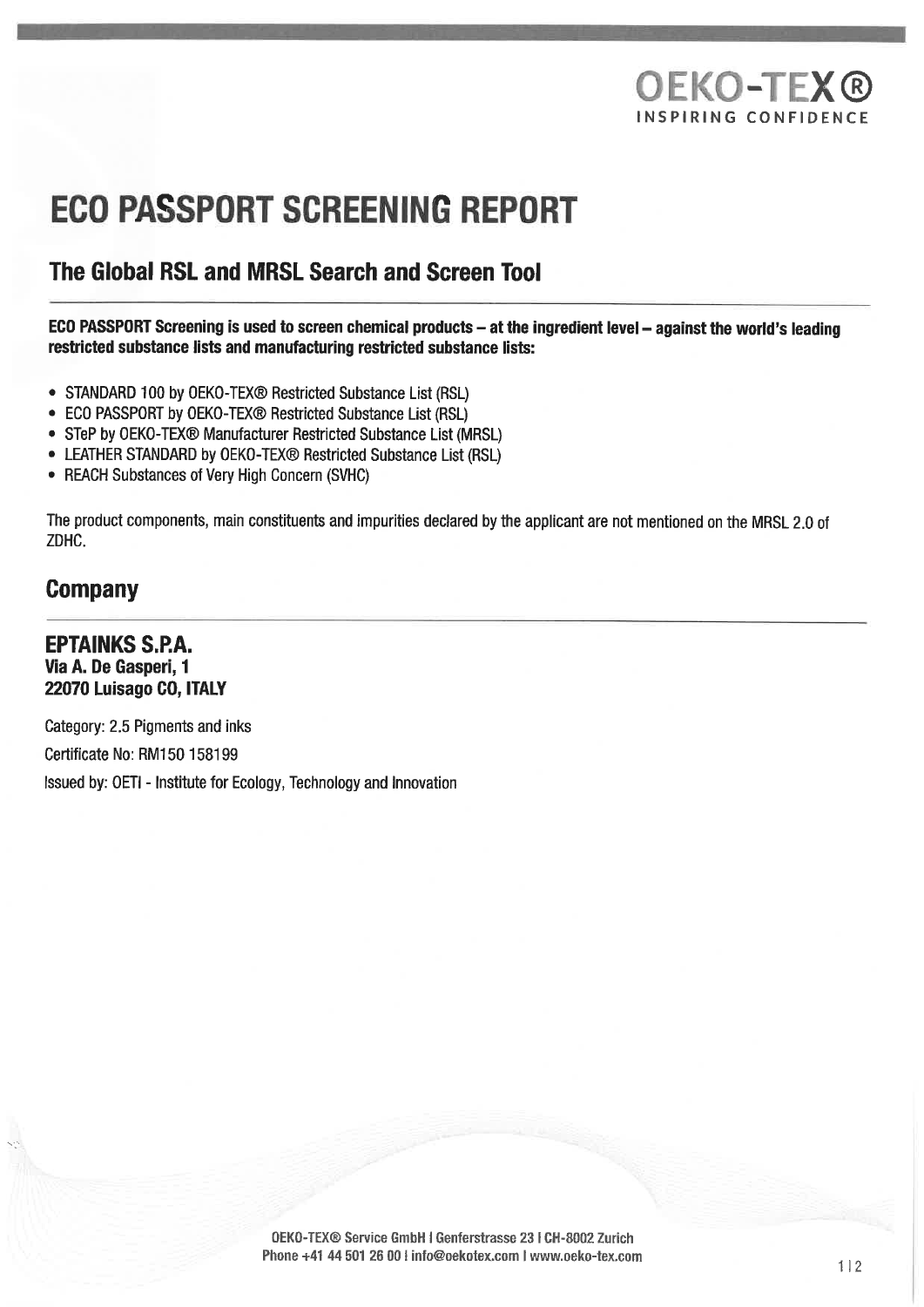OEKO-TEX®
INSPIRING CONFIDENCE

# ECO PASSPORT SCREENING REPORT

## The Global RSL and MRSL Search and Screen Tool

**ECO PASSPORT Screening is used to screen chemical products – at the ingredient level – against the world's leading restricted substance lists and manufacturing restricted substance lists:**

- STANDARD 100 by OEKO-TEX® Restricted Substance List (RSL)
- ECO PASSPORT by OEKO-TEX® Restricted Substance List (RSL)
- STeP by OEKO-TEX® Manufacturer Restricted Substance List (MRSL)
- LEATHER STANDARD by OEKO-TEX® Restricted Substance List (RSL)
- REACH Substances of Very High Concern (SVHC)

The product components, main constituents and impurities declared by the applicant are not mentioned on the MRSL 2.0 of ZDHC.

## Company

### EPTAINKS S.P.A.
**Via A. De Gasperi, 1**
**22070 Luisago CO, ITALY**

Category: 2.5 Pigments and inks

Certificate No: RM150 158199

Issued by: OETI - Institute for Ecology, Technology and Innovation

OEKO-TEX® Service GmbH | Genferstrasse 23 | CH-8002 Zurich
Phone +41 44 501 26 00 | info@oekotex.com | www.oeko-tex.com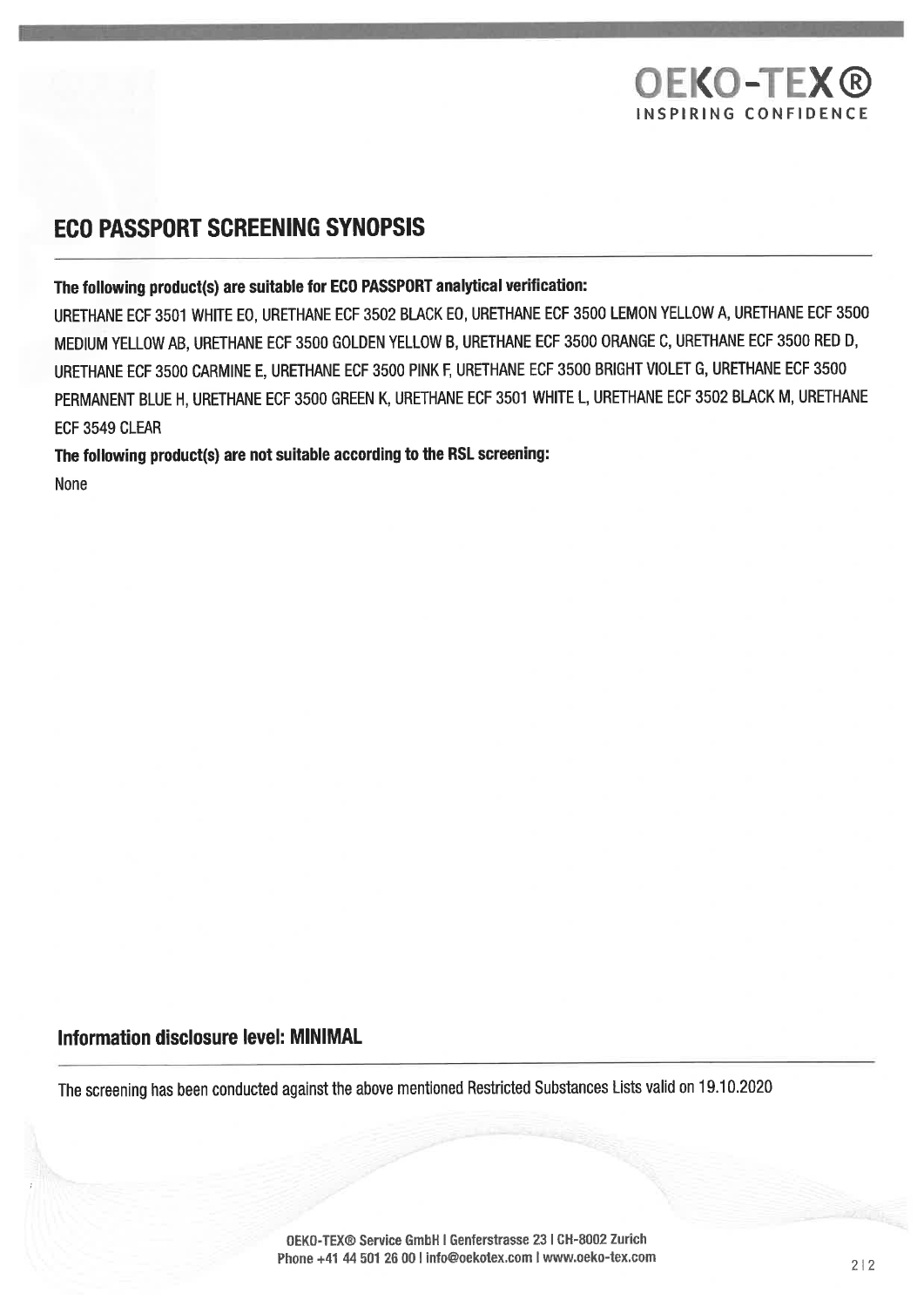OEKO-TEX®
INSPIRING CONFIDENCE

## ECO PASSPORT SCREENING SYNOPSIS

**The following product(s) are suitable for ECO PASSPORT analytical verification:**

URETHANE ECF 3501 WHITE EO, URETHANE ECF 3502 BLACK EO, URETHANE ECF 3500 LEMON YELLOW A, URETHANE ECF 3500 MEDIUM YELLOW AB, URETHANE ECF 3500 GOLDEN YELLOW B, URETHANE ECF 3500 ORANGE C, URETHANE ECF 3500 RED D, URETHANE ECF 3500 CARMINE E, URETHANE ECF 3500 PINK F, URETHANE ECF 3500 BRIGHT VIOLET G, URETHANE ECF 3500 PERMANENT BLUE H, URETHANE ECF 3500 GREEN K, URETHANE ECF 3501 WHITE L, URETHANE ECF 3502 BLACK M, URETHANE ECF 3549 CLEAR

**The following product(s) are not suitable according to the RSL screening:**

None

## Information disclosure level: MINIMAL

The screening has been conducted against the above mentioned Restricted Substances Lists valid on 19.10.2020

OEKO-TEX® Service GmbH | Genferstrasse 23 | CH-8002 Zurich
Phone +41 44 501 26 00 | info@oekotex.com | www.oeko-tex.com